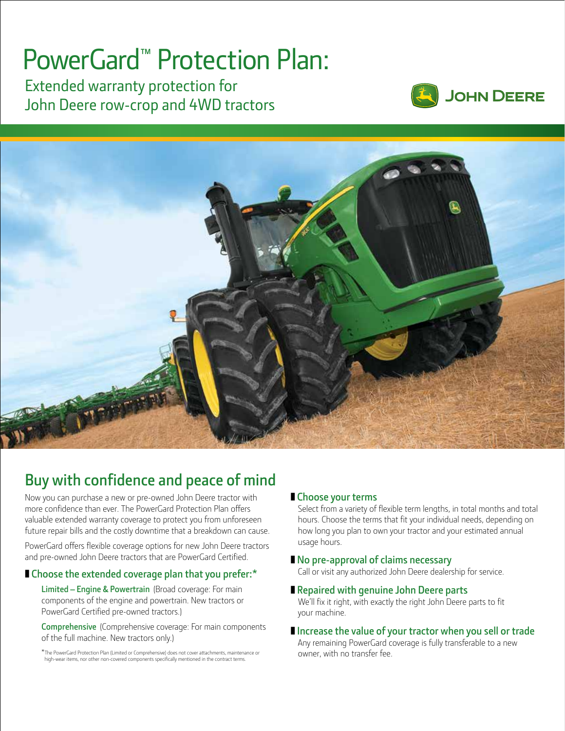# PowerGard™ Protection Plan:

Extended warranty protection for John Deere row-crop and 4WD tractors

JOHN DEERE

## Buy with confidence and peace of mind

Now you can purchase a new or pre-owned John Deere tractor with more confidence than ever. The PowerGard Protection Plan offers valuable extended warranty coverage to protect you from unforeseen future repair bills and the costly downtime that a breakdown can cause.

PowerGard offers flexible coverage options for new John Deere tractors and pre-owned John Deere tractors that are PowerGard Certified.

### Choose the extended coverage plan that you prefer:*

**Limited – Engine & Powertrain** (Broad coverage: For main components of the engine and powertrain. New tractors or PowerGard Certified pre-owned tractors.)

**Comprehensive** (Comprehensive coverage: For main components of the full machine. New tractors only.)

*The PowerGard Protection Plan (Limited or Comprehensive) does not cover attachments, maintenance or high-wear items, nor other non-covered components specifically mentioned in the contract terms.

### Choose your terms

Select from a variety of flexible term lengths, in total months and total hours. Choose the terms that fit your individual needs, depending on how long you plan to own your tractor and your estimated annual usage hours.

### No pre-approval of claims necessary

Call or visit any authorized John Deere dealership for service.

### Repaired with genuine John Deere parts

We'll fix it right, with exactly the right John Deere parts to fit your machine.

### Increase the value of your tractor when you sell or trade

Any remaining PowerGard coverage is fully transferable to a new owner, with no transfer fee.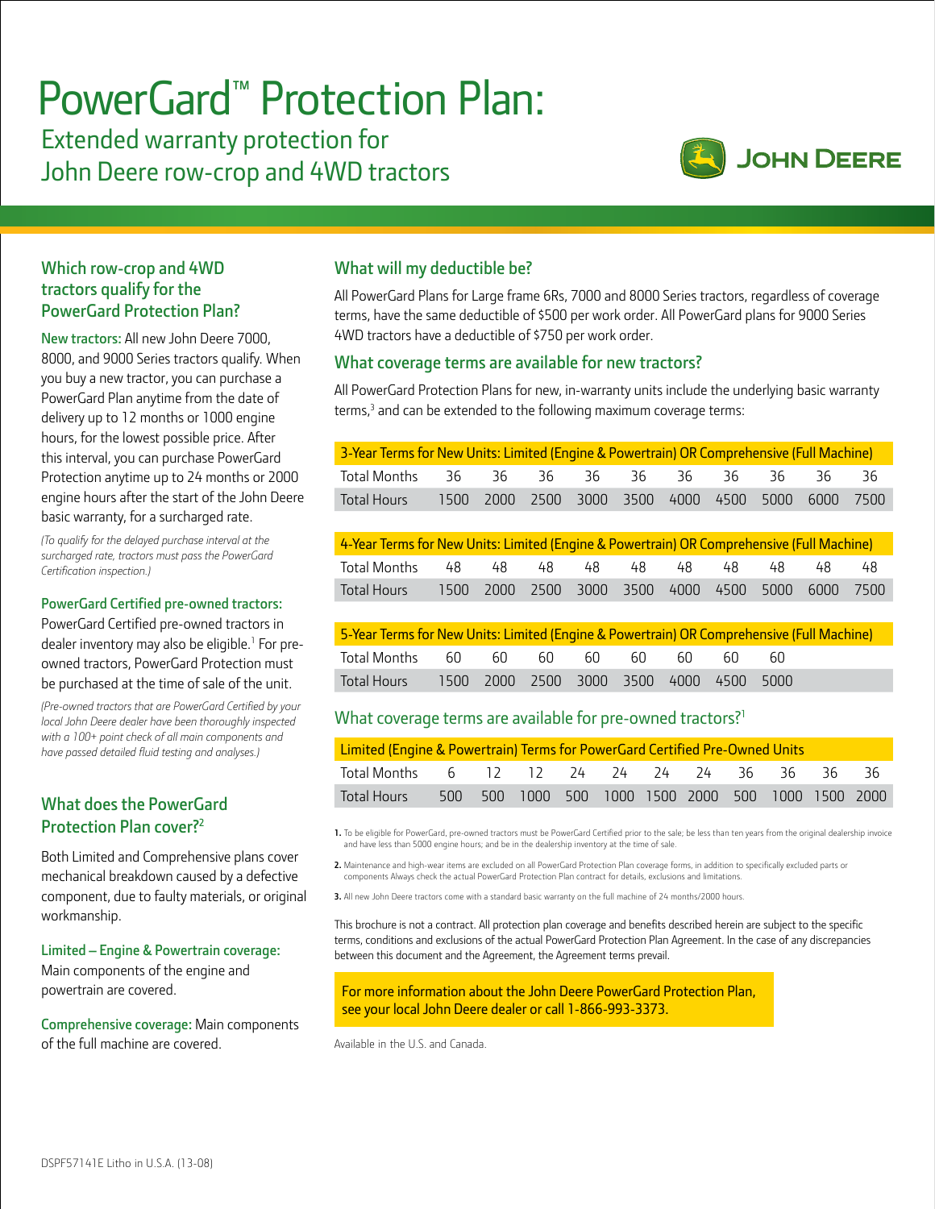# PowerGard™ Protection Plan:

Extended warranty protection for John Deere row-crop and 4WD tractors

JOHN DEERE

## Which row-crop and 4WD tractors qualify for the PowerGard Protection Plan?

**New tractors:** All new John Deere 7000, 8000, and 9000 Series tractors qualify. When you buy a new tractor, you can purchase a PowerGard Plan anytime from the date of delivery up to 12 months or 1000 engine hours, for the lowest possible price. After this interval, you can purchase PowerGard Protection anytime up to 24 months or 2000 engine hours after the start of the John Deere basic warranty, for a surcharged rate.

*(To qualify for the delayed purchase interval at the surcharged rate, tractors must pass the PowerGard Certification inspection.)*

**PowerGard Certified pre-owned tractors:** PowerGard Certified pre-owned tractors in dealer inventory may also be eligible.[1] For pre-owned tractors, PowerGard Protection must be purchased at the time of sale of the unit.

*(Pre-owned tractors that are PowerGard Certified by your local John Deere dealer have been thoroughly inspected with a 100+ point check of all main components and have passed detailed fluid testing and analyses.)*

## What does the PowerGard Protection Plan cover?[2]

Both Limited and Comprehensive plans cover mechanical breakdown caused by a defective component, due to faulty materials, or original workmanship.

**Limited – Engine & Powertrain coverage:** Main components of the engine and powertrain are covered.

**Comprehensive coverage:** Main components of the full machine are covered.

## What will my deductible be?

All PowerGard Plans for Large frame 6Rs, 7000 and 8000 Series tractors, regardless of coverage terms, have the same deductible of $500 per work order. All PowerGard plans for 9000 Series 4WD tractors have a deductible of $750 per work order.

## What coverage terms are available for new tractors?

All PowerGard Protection Plans for new, in-warranty units include the underlying basic warranty terms,[3] and can be extended to the following maximum coverage terms:

| 3-Year Terms for New Units: Limited (Engine & Powertrain) OR Comprehensive (Full Machine) | | | | | | | | | | |
|---|---|---|---|---|---|---|---|---|---|---|
| Total Months | 36 | 36 | 36 | 36 | 36 | 36 | 36 | 36 | 36 | 36 |
| Total Hours | 1500 | 2000 | 2500 | 3000 | 3500 | 4000 | 4500 | 5000 | 6000 | 7500 |

| 4-Year Terms for New Units: Limited (Engine & Powertrain) OR Comprehensive (Full Machine) | | | | | | | | | | |
|---|---|---|---|---|---|---|---|---|---|---|
| Total Months | 48 | 48 | 48 | 48 | 48 | 48 | 48 | 48 | 48 | 48 |
| Total Hours | 1500 | 2000 | 2500 | 3000 | 3500 | 4000 | 4500 | 5000 | 6000 | 7500 |

| 5-Year Terms for New Units: Limited (Engine & Powertrain) OR Comprehensive (Full Machine) | | | | | | | | |
|---|---|---|---|---|---|---|---|---|
| Total Months | 60 | 60 | 60 | 60 | 60 | 60 | 60 | 60 |
| Total Hours | 1500 | 2000 | 2500 | 3000 | 3500 | 4000 | 4500 | 5000 |

## What coverage terms are available for pre-owned tractors?[1]

| Limited (Engine & Powertrain) Terms for PowerGard Certified Pre-Owned Units | | | | | | | | | | | |
|---|---|---|---|---|---|---|---|---|---|---|---|
| Total Months | 6 | 12 | 12 | 24 | 24 | 24 | 24 | 36 | 36 | 36 | 36 |
| Total Hours | 500 | 500 | 1000 | 500 | 1000 | 1500 | 2000 | 500 | 1000 | 1500 | 2000 |

1. To be eligible for PowerGard, pre-owned tractors must be PowerGard Certified prior to the sale; be less than ten years from the original dealership invoice and have less than 5000 engine hours; and be in the dealership inventory at the time of sale.

2. Maintenance and high-wear items are excluded on all PowerGard Protection Plan coverage forms, in addition to specifically excluded parts or components Always check the actual PowerGard Protection Plan contract for details, exclusions and limitations.

3. All new John Deere tractors come with a standard basic warranty on the full machine of 24 months/2000 hours.

This brochure is not a contract. All protection plan coverage and benefits described herein are subject to the specific terms, conditions and exclusions of the actual PowerGard Protection Plan Agreement. In the case of any discrepancies between this document and the Agreement, the Agreement terms prevail.

For more information about the John Deere PowerGard Protection Plan, see your local John Deere dealer or call 1-866-993-3373.

Available in the U.S. and Canada.

DSPF57141E Litho in U.S.A. (13-08)